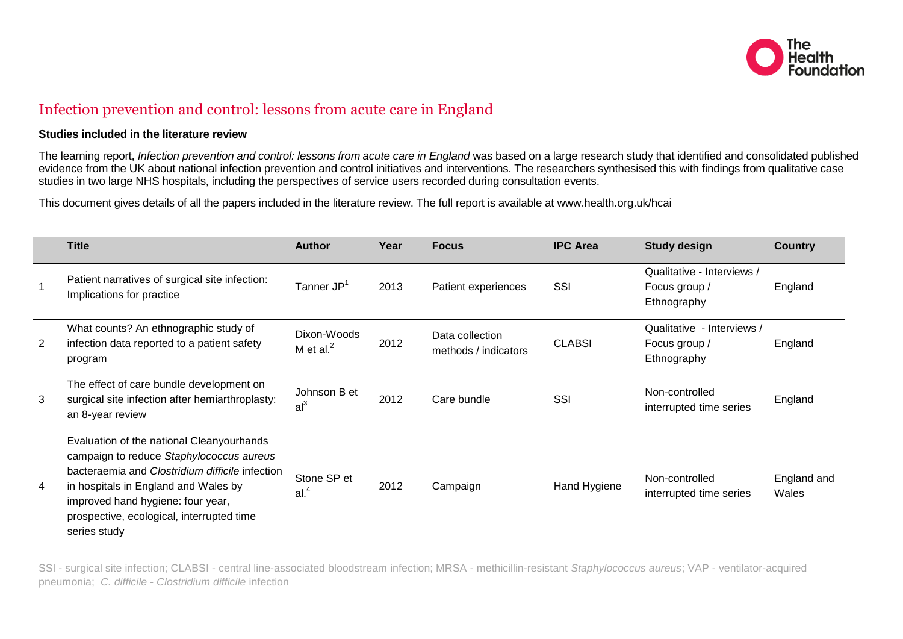# Infection prevention and control: lessons from acute care in England

**Studies included in the literature review**

The learning report, *Infection prevention and control: lessons from acute care in England* was based on a large research study that identified and consolidated published evidence from the UK about national infection prevention and control initiatives and interventions. The researchers synthesised this with findings from qualitative case studies in two large NHS hospitals, including the perspectives of service users recorded during consultation events.

This document gives details of all the papers included in the literature review. The full report is available at www.health.org.uk/hcai

| | Title | Author | Year | Focus | IPC Area | Study design | Country |
|---|---|---|---|---|---|---|---|
| 1 | Patient narratives of surgical site infection: Implications for practice | Tanner JP[1] | 2013 | Patient experiences | SSI | Qualitative - Interviews / Focus group / Ethnography | England |
| 2 | What counts? An ethnographic study of infection data reported to a patient safety program | Dixon-Woods M et al.[2] | 2012 | Data collection methods / indicators | CLABSI | Qualitative - Interviews / Focus group / Ethnography | England |
| 3 | The effect of care bundle development on surgical site infection after hemiarthroplasty: an 8-year review | Johnson B et al[3] | 2012 | Care bundle | SSI | Non-controlled interrupted time series | England |
| 4 | Evaluation of the national Cleanyourhands campaign to reduce *Staphylococcus aureus* bacteraemia and *Clostridium difficile* infection in hospitals in England and Wales by improved hand hygiene: four year, prospective, ecological, interrupted time series study | Stone SP et al.[4] | 2012 | Campaign | Hand Hygiene | Non-controlled interrupted time series | England and Wales |

SSI - surgical site infection; CLABSI - central line-associated bloodstream infection; MRSA - methicillin-resistant *Staphylococcus aureus*; VAP - ventilator-acquired pneumonia; *C. difficile* - *Clostridium difficile* infection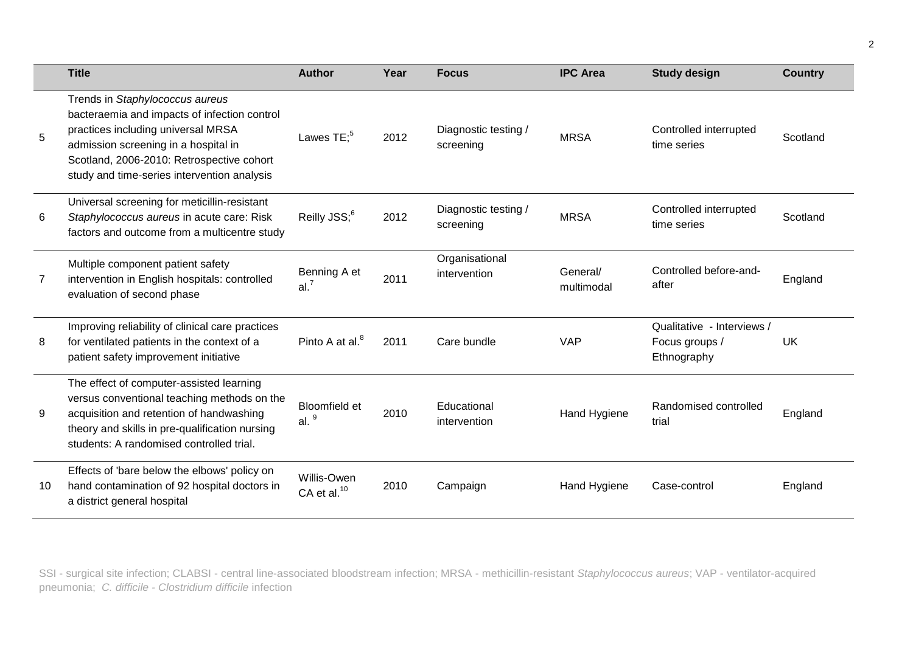| | Title | Author | Year | Focus | IPC Area | Study design | Country |
|---|---|---|---|---|---|---|---|
| 5 | Trends in *Staphylococcus aureus* bacteraemia and impacts of infection control practices including universal MRSA admission screening in a hospital in Scotland, 2006-2010: Retrospective cohort study and time-series intervention analysis | Lawes TE;[5] | 2012 | Diagnostic testing / screening | MRSA | Controlled interrupted time series | Scotland |
| 6 | Universal screening for meticillin-resistant *Staphylococcus aureus* in acute care: Risk factors and outcome from a multicentre study | Reilly JSS;[6] | 2012 | Diagnostic testing / screening | MRSA | Controlled interrupted time series | Scotland |
| 7 | Multiple component patient safety intervention in English hospitals: controlled evaluation of second phase | Benning A et al.[7] | 2011 | Organisational intervention | General/ multimodal | Controlled before-and-after | England |
| 8 | Improving reliability of clinical care practices for ventilated patients in the context of a patient safety improvement initiative | Pinto A at al.[8] | 2011 | Care bundle | VAP | Qualitative - Interviews / Focus groups / Ethnography | UK |
| 9 | The effect of computer-assisted learning versus conventional teaching methods on the acquisition and retention of handwashing theory and skills in pre-qualification nursing students: A randomised controlled trial. | Bloomfield et al. [9] | 2010 | Educational intervention | Hand Hygiene | Randomised controlled trial | England |
| 10 | Effects of 'bare below the elbows' policy on hand contamination of 92 hospital doctors in a district general hospital | Willis-Owen CA et al.[10] | 2010 | Campaign | Hand Hygiene | Case-control | England |

SSI - surgical site infection; CLABSI - central line-associated bloodstream infection; MRSA - methicillin-resistant *Staphylococcus aureus*; VAP - ventilator-acquired pneumonia; *C. difficile* - *Clostridium difficile* infection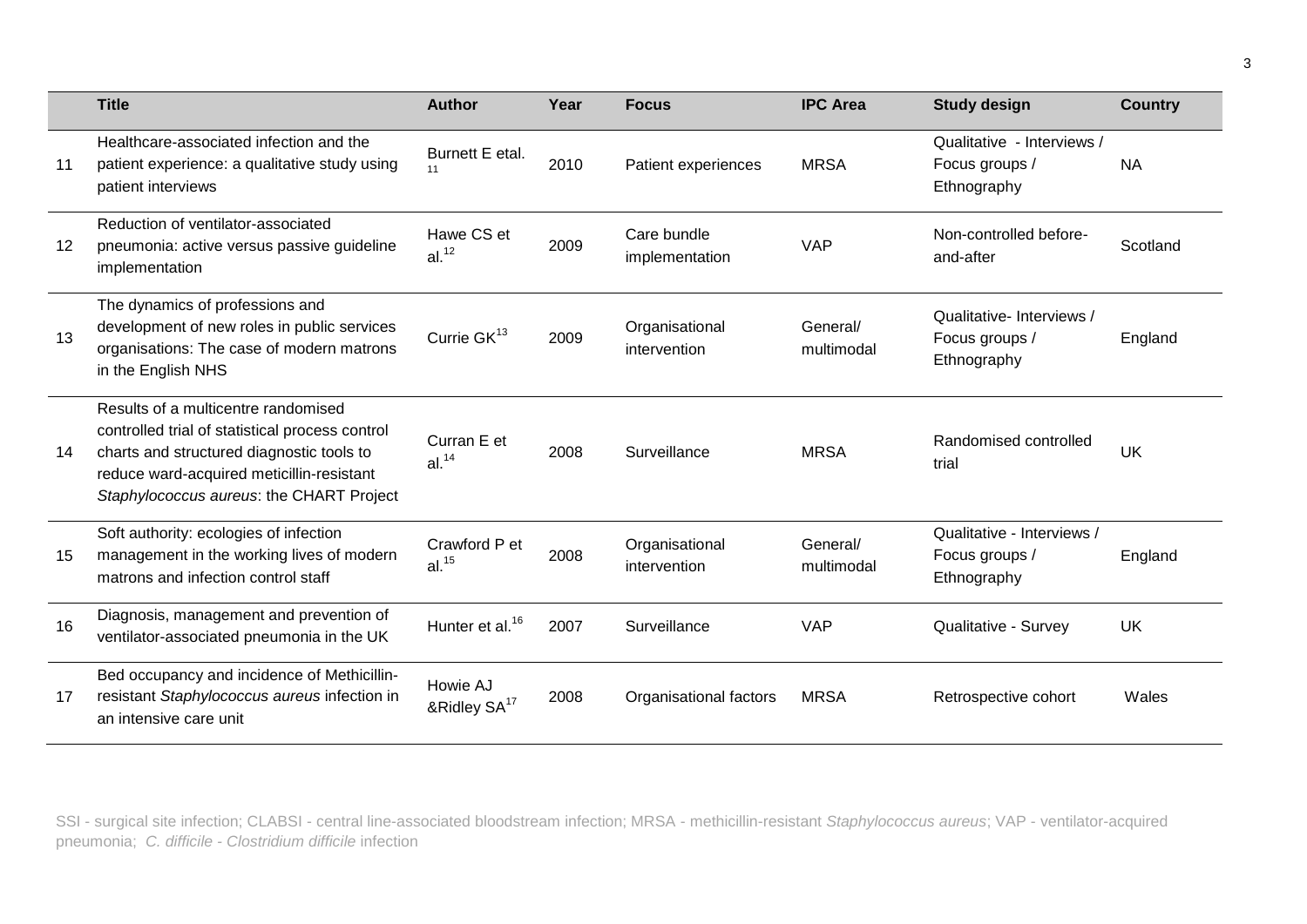| | Title | Author | Year | Focus | IPC Area | Study design | Country |
|---|---|---|---|---|---|---|---|
| 11 | Healthcare-associated infection and the patient experience: a qualitative study using patient interviews | Burnett E etal.[11] | 2010 | Patient experiences | MRSA | Qualitative - Interviews / Focus groups / Ethnography | NA |
| 12 | Reduction of ventilator-associated pneumonia: active versus passive guideline implementation | Hawe CS et al.[12] | 2009 | Care bundle implementation | VAP | Non-controlled before-and-after | Scotland |
| 13 | The dynamics of professions and development of new roles in public services organisations: The case of modern matrons in the English NHS | Currie GK[13] | 2009 | Organisational intervention | General/ multimodal | Qualitative- Interviews / Focus groups / Ethnography | England |
| 14 | Results of a multicentre randomised controlled trial of statistical process control charts and structured diagnostic tools to reduce ward-acquired meticillin-resistant *Staphylococcus aureus*: the CHART Project | Curran E et al.[14] | 2008 | Surveillance | MRSA | Randomised controlled trial | UK |
| 15 | Soft authority: ecologies of infection management in the working lives of modern matrons and infection control staff | Crawford P et al.[15] | 2008 | Organisational intervention | General/ multimodal | Qualitative - Interviews / Focus groups / Ethnography | England |
| 16 | Diagnosis, management and prevention of ventilator-associated pneumonia in the UK | Hunter et al.[16] | 2007 | Surveillance | VAP | Qualitative - Survey | UK |
| 17 | Bed occupancy and incidence of Methicillin-resistant *Staphylococcus aureus* infection in an intensive care unit | Howie AJ &Ridley SA[17] | 2008 | Organisational factors | MRSA | Retrospective cohort | Wales |

SSI - surgical site infection; CLABSI - central line-associated bloodstream infection; MRSA - methicillin-resistant *Staphylococcus aureus*; VAP - ventilator-acquired pneumonia; *C. difficile* - *Clostridium difficile* infection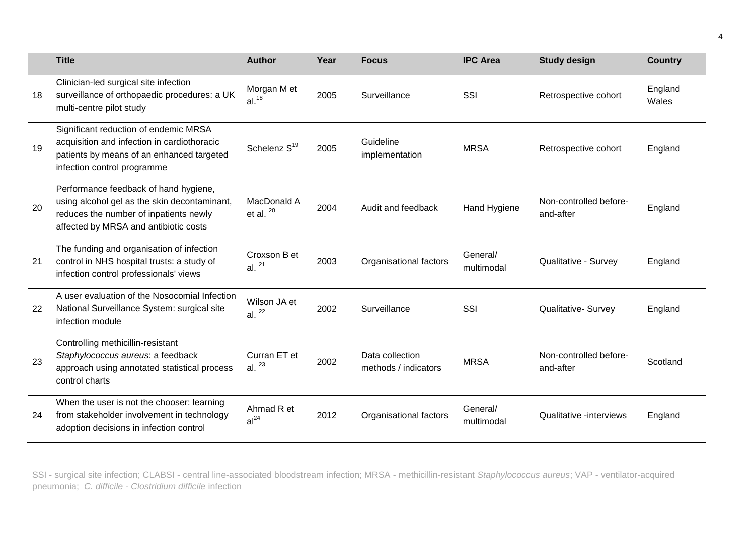| | Title | Author | Year | Focus | IPC Area | Study design | Country |
|---|---|---|---|---|---|---|---|
| 18 | Clinician-led surgical site infection surveillance of orthopaedic procedures: a UK multi-centre pilot study | Morgan M et al.[18] | 2005 | Surveillance | SSI | Retrospective cohort | England Wales |
| 19 | Significant reduction of endemic MRSA acquisition and infection in cardiothoracic patients by means of an enhanced targeted infection control programme | Schelenz S[19] | 2005 | Guideline implementation | MRSA | Retrospective cohort | England |
| 20 | Performance feedback of hand hygiene, using alcohol gel as the skin decontaminant, reduces the number of inpatients newly affected by MRSA and antibiotic costs | MacDonald A et al. [20] | 2004 | Audit and feedback | Hand Hygiene | Non-controlled before-and-after | England |
| 21 | The funding and organisation of infection control in NHS hospital trusts: a study of infection control professionals' views | Croxson B et al. [21] | 2003 | Organisational factors | General/ multimodal | Qualitative - Survey | England |
| 22 | A user evaluation of the Nosocomial Infection National Surveillance System: surgical site infection module | Wilson JA et al. [22] | 2002 | Surveillance | SSI | Qualitative- Survey | England |
| 23 | Controlling methicillin-resistant *Staphylococcus aureus*: a feedback approach using annotated statistical process control charts | Curran ET et al. [23] | 2002 | Data collection methods / indicators | MRSA | Non-controlled before-and-after | Scotland |
| 24 | When the user is not the chooser: learning from stakeholder involvement in technology adoption decisions in infection control | Ahmad R et al[24] | 2012 | Organisational factors | General/ multimodal | Qualitative -interviews | England |

SSI - surgical site infection; CLABSI - central line-associated bloodstream infection; MRSA - methicillin-resistant *Staphylococcus aureus*; VAP - ventilator-acquired pneumonia; *C. difficile* - *Clostridium difficile* infection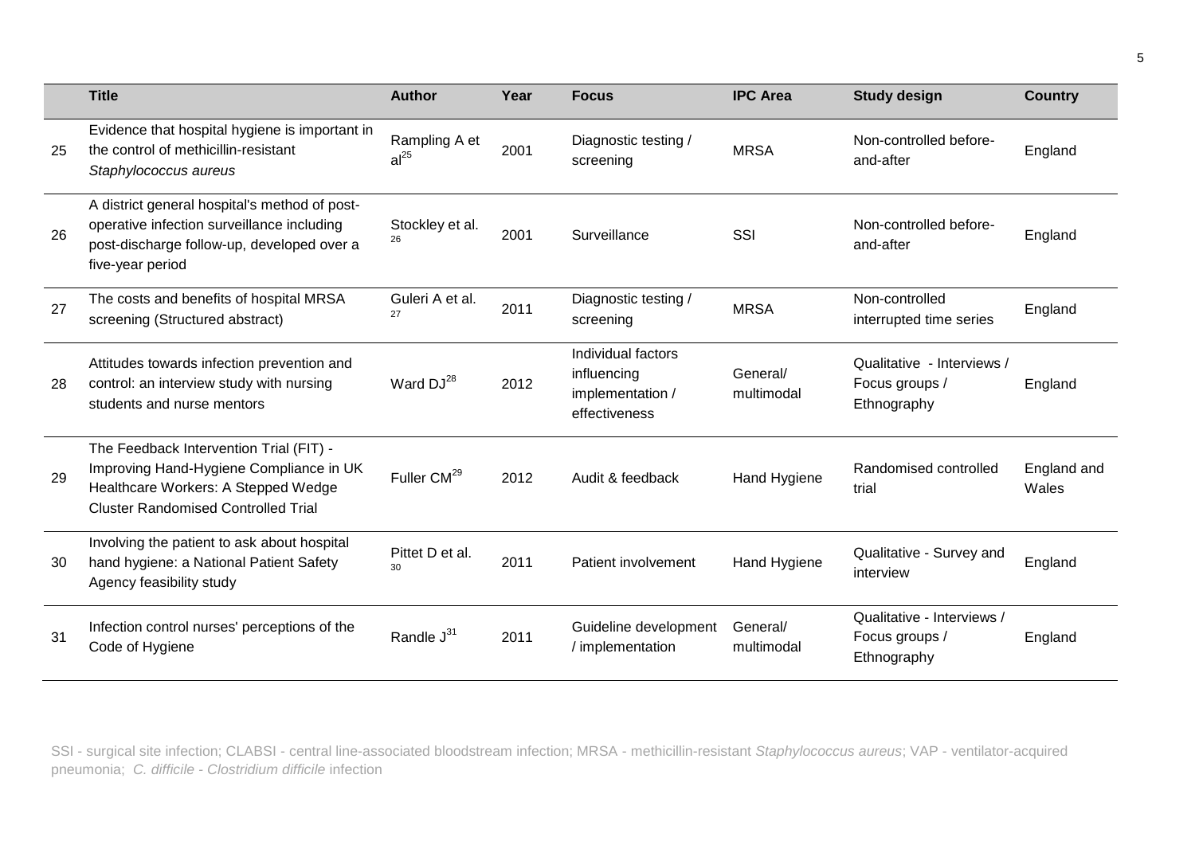| | Title | Author | Year | Focus | IPC Area | Study design | Country |
|---|---|---|---|---|---|---|---|
| 25 | Evidence that hospital hygiene is important in the control of methicillin-resistant *Staphylococcus aureus* | Rampling A et al[25] | 2001 | Diagnostic testing / screening | MRSA | Non-controlled before-and-after | England |
| 26 | A district general hospital's method of post-operative infection surveillance including post-discharge follow-up, developed over a five-year period | Stockley et al.[26] | 2001 | Surveillance | SSI | Non-controlled before-and-after | England |
| 27 | The costs and benefits of hospital MRSA screening (Structured abstract) | Guleri A et al.[27] | 2011 | Diagnostic testing / screening | MRSA | Non-controlled interrupted time series | England |
| 28 | Attitudes towards infection prevention and control: an interview study with nursing students and nurse mentors | Ward DJ[28] | 2012 | Individual factors influencing implementation / effectiveness | General/ multimodal | Qualitative - Interviews / Focus groups / Ethnography | England |
| 29 | The Feedback Intervention Trial (FIT) - Improving Hand-Hygiene Compliance in UK Healthcare Workers: A Stepped Wedge Cluster Randomised Controlled Trial | Fuller CM[29] | 2012 | Audit & feedback | Hand Hygiene | Randomised controlled trial | England and Wales |
| 30 | Involving the patient to ask about hospital hand hygiene: a National Patient Safety Agency feasibility study | Pittet D et al.[30] | 2011 | Patient involvement | Hand Hygiene | Qualitative - Survey and interview | England |
| 31 | Infection control nurses' perceptions of the Code of Hygiene | Randle J[31] | 2011 | Guideline development / implementation | General/ multimodal | Qualitative - Interviews / Focus groups / Ethnography | England |

SSI - surgical site infection; CLABSI - central line-associated bloodstream infection; MRSA - methicillin-resistant *Staphylococcus aureus*; VAP - ventilator-acquired pneumonia; *C. difficile* - *Clostridium difficile* infection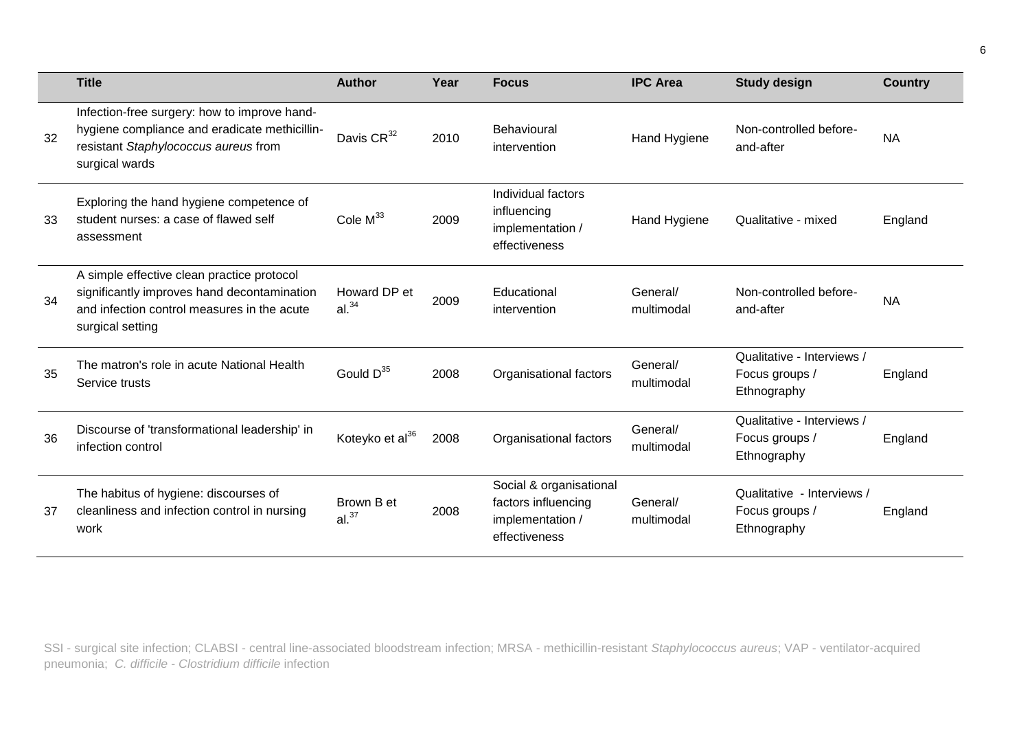| | Title | Author | Year | Focus | IPC Area | Study design | Country |
|---|---|---|---|---|---|---|---|
| 32 | Infection-free surgery: how to improve hand-hygiene compliance and eradicate methicillin-resistant *Staphylococcus aureus* from surgical wards | Davis CR[32] | 2010 | Behavioural intervention | Hand Hygiene | Non-controlled before-and-after | NA |
| 33 | Exploring the hand hygiene competence of student nurses: a case of flawed self assessment | Cole M[33] | 2009 | Individual factors influencing implementation / effectiveness | Hand Hygiene | Qualitative - mixed | England |
| 34 | A simple effective clean practice protocol significantly improves hand decontamination and infection control measures in the acute surgical setting | Howard DP et al.[34] | 2009 | Educational intervention | General/ multimodal | Non-controlled before-and-after | NA |
| 35 | The matron's role in acute National Health Service trusts | Gould D[35] | 2008 | Organisational factors | General/ multimodal | Qualitative - Interviews / Focus groups / Ethnography | England |
| 36 | Discourse of 'transformational leadership' in infection control | Koteyko et al[36] | 2008 | Organisational factors | General/ multimodal | Qualitative - Interviews / Focus groups / Ethnography | England |
| 37 | The habitus of hygiene: discourses of cleanliness and infection control in nursing work | Brown B et al.[37] | 2008 | Social & organisational factors influencing implementation / effectiveness | General/ multimodal | Qualitative - Interviews / Focus groups / Ethnography | England |

SSI - surgical site infection; CLABSI - central line-associated bloodstream infection; MRSA - methicillin-resistant *Staphylococcus aureus*; VAP - ventilator-acquired pneumonia; *C. difficile* - *Clostridium difficile* infection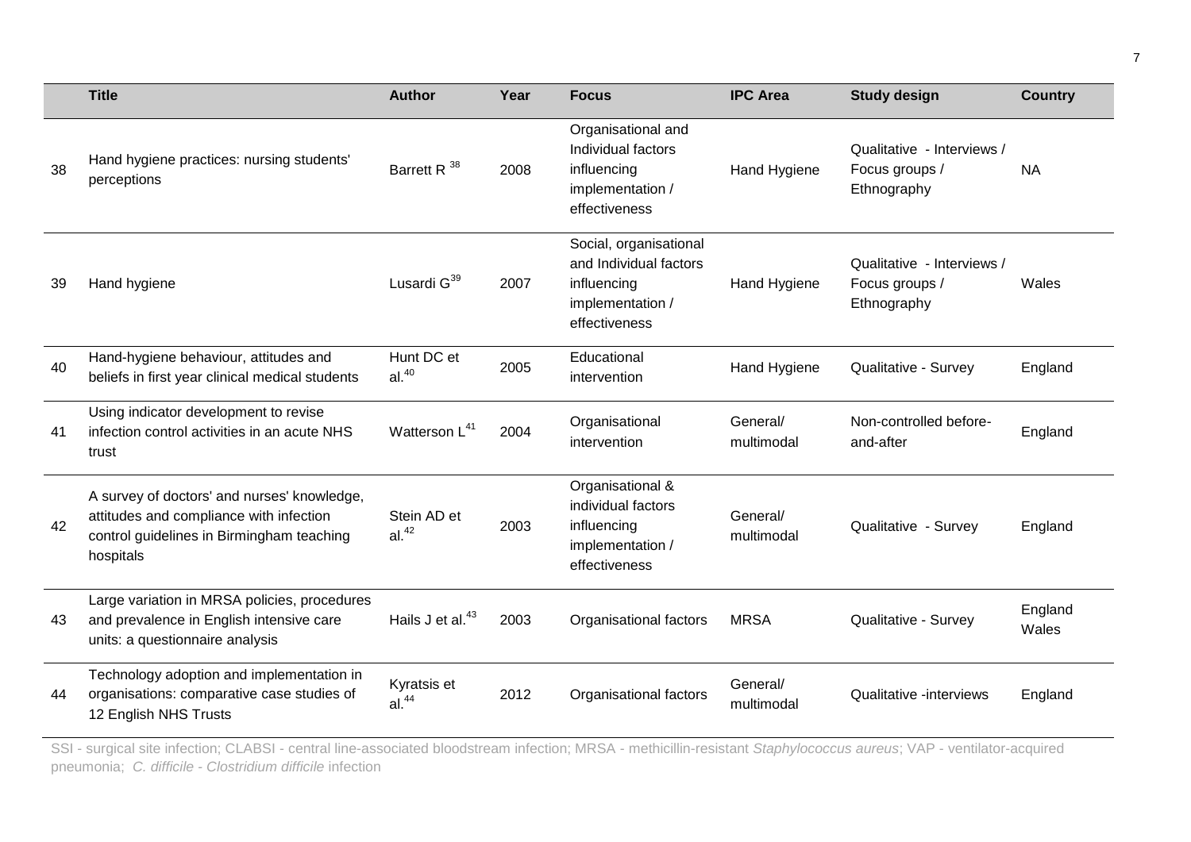| | Title | Author | Year | Focus | IPC Area | Study design | Country |
|---|---|---|---|---|---|---|---|
| 38 | Hand hygiene practices: nursing students' perceptions | Barrett R [38] | 2008 | Organisational and Individual factors influencing implementation / effectiveness | Hand Hygiene | Qualitative - Interviews / Focus groups / Ethnography | NA |
| 39 | Hand hygiene | Lusardi G[39] | 2007 | Social, organisational and Individual factors influencing implementation / effectiveness | Hand Hygiene | Qualitative - Interviews / Focus groups / Ethnography | Wales |
| 40 | Hand-hygiene behaviour, attitudes and beliefs in first year clinical medical students | Hunt DC et al.[40] | 2005 | Educational intervention | Hand Hygiene | Qualitative - Survey | England |
| 41 | Using indicator development to revise infection control activities in an acute NHS trust | Watterson L[41] | 2004 | Organisational intervention | General/ multimodal | Non-controlled before-and-after | England |
| 42 | A survey of doctors' and nurses' knowledge, attitudes and compliance with infection control guidelines in Birmingham teaching hospitals | Stein AD et al.[42] | 2003 | Organisational & individual factors influencing implementation / effectiveness | General/ multimodal | Qualitative - Survey | England |
| 43 | Large variation in MRSA policies, procedures and prevalence in English intensive care units: a questionnaire analysis | Hails J et al.[43] | 2003 | Organisational factors | MRSA | Qualitative - Survey | England Wales |
| 44 | Technology adoption and implementation in organisations: comparative case studies of 12 English NHS Trusts | Kyratsis et al.[44] | 2012 | Organisational factors | General/ multimodal | Qualitative -interviews | England |

SSI - surgical site infection; CLABSI - central line-associated bloodstream infection; MRSA - methicillin-resistant *Staphylococcus aureus*; VAP - ventilator-acquired pneumonia; *C. difficile* - *Clostridium difficile* infection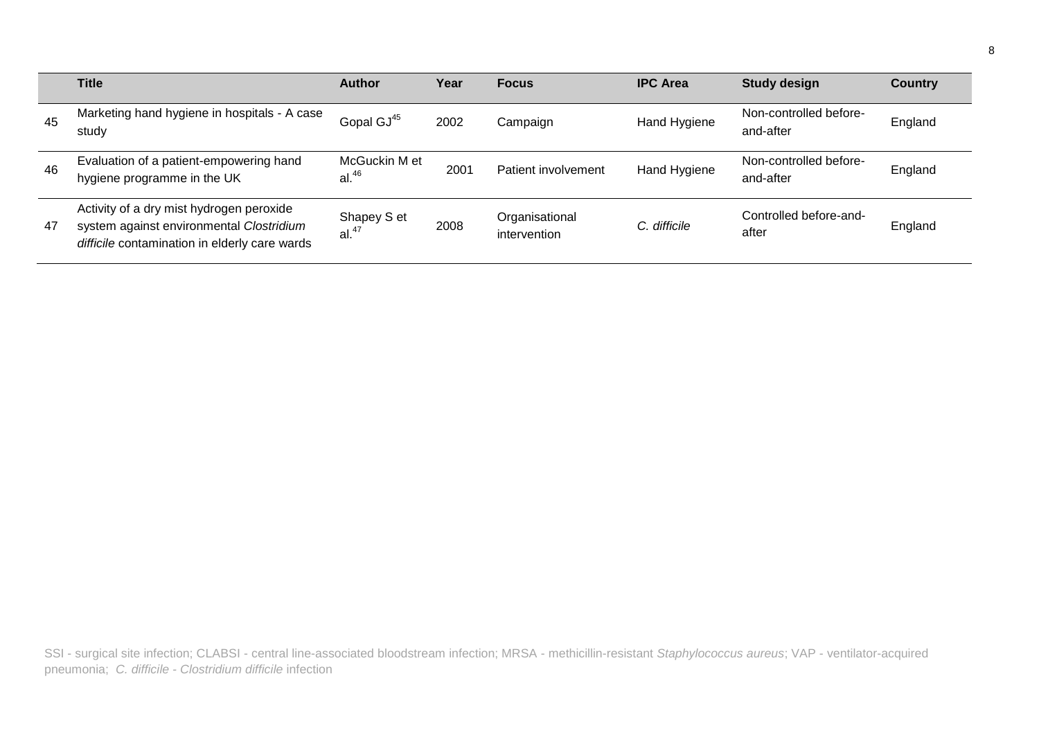| | Title | Author | Year | Focus | IPC Area | Study design | Country |
|---|---|---|---|---|---|---|---|
| 45 | Marketing hand hygiene in hospitals - A case study | Gopal GJ[45] | 2002 | Campaign | Hand Hygiene | Non-controlled before-and-after | England |
| 46 | Evaluation of a patient-empowering hand hygiene programme in the UK | McGuckin M et al.[46] | 2001 | Patient involvement | Hand Hygiene | Non-controlled before-and-after | England |
| 47 | Activity of a dry mist hydrogen peroxide system against environmental *Clostridium difficile* contamination in elderly care wards | Shapey S et al.[47] | 2008 | Organisational intervention | *C. difficile* | Controlled before-and-after | England |

SSI - surgical site infection; CLABSI - central line-associated bloodstream infection; MRSA - methicillin-resistant *Staphylococcus aureus*; VAP - ventilator-acquired pneumonia; *C. difficile* - *Clostridium difficile* infection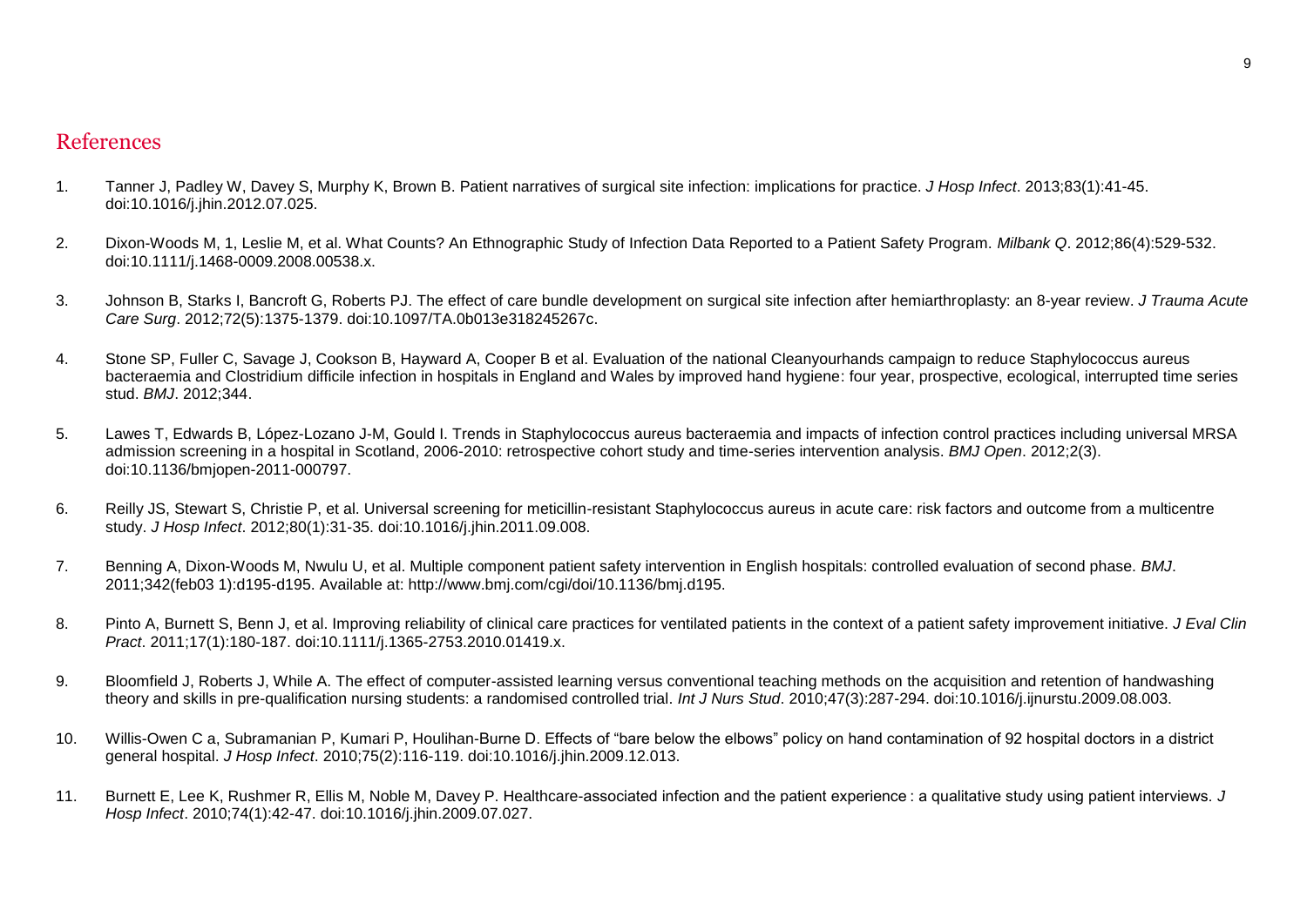## References

1. Tanner J, Padley W, Davey S, Murphy K, Brown B. Patient narratives of surgical site infection: implications for practice. *J Hosp Infect*. 2013;83(1):41-45. doi:10.1016/j.jhin.2012.07.025.

2. Dixon-Woods M, 1, Leslie M, et al. What Counts? An Ethnographic Study of Infection Data Reported to a Patient Safety Program. *Milbank Q*. 2012;86(4):529-532. doi:10.1111/j.1468-0009.2008.00538.x.

3. Johnson B, Starks I, Bancroft G, Roberts PJ. The effect of care bundle development on surgical site infection after hemiarthroplasty: an 8-year review. *J Trauma Acute Care Surg*. 2012;72(5):1375-1379. doi:10.1097/TA.0b013e318245267c.

4. Stone SP, Fuller C, Savage J, Cookson B, Hayward A, Cooper B et al. Evaluation of the national Cleanyourhands campaign to reduce Staphylococcus aureus bacteraemia and Clostridium difficile infection in hospitals in England and Wales by improved hand hygiene: four year, prospective, ecological, interrupted time series stud. *BMJ*. 2012;344.

5. Lawes T, Edwards B, López-Lozano J-M, Gould I. Trends in Staphylococcus aureus bacteraemia and impacts of infection control practices including universal MRSA admission screening in a hospital in Scotland, 2006-2010: retrospective cohort study and time-series intervention analysis. *BMJ Open*. 2012;2(3). doi:10.1136/bmjopen-2011-000797.

6. Reilly JS, Stewart S, Christie P, et al. Universal screening for meticillin-resistant Staphylococcus aureus in acute care: risk factors and outcome from a multicentre study. *J Hosp Infect*. 2012;80(1):31-35. doi:10.1016/j.jhin.2011.09.008.

7. Benning A, Dixon-Woods M, Nwulu U, et al. Multiple component patient safety intervention in English hospitals: controlled evaluation of second phase. *BMJ*. 2011;342(feb03 1):d195-d195. Available at: http://www.bmj.com/cgi/doi/10.1136/bmj.d195.

8. Pinto A, Burnett S, Benn J, et al. Improving reliability of clinical care practices for ventilated patients in the context of a patient safety improvement initiative. *J Eval Clin Pract*. 2011;17(1):180-187. doi:10.1111/j.1365-2753.2010.01419.x.

9. Bloomfield J, Roberts J, While A. The effect of computer-assisted learning versus conventional teaching methods on the acquisition and retention of handwashing theory and skills in pre-qualification nursing students: a randomised controlled trial. *Int J Nurs Stud*. 2010;47(3):287-294. doi:10.1016/j.ijnurstu.2009.08.003.

10. Willis-Owen C a, Subramanian P, Kumari P, Houlihan-Burne D. Effects of "bare below the elbows" policy on hand contamination of 92 hospital doctors in a district general hospital. *J Hosp Infect*. 2010;75(2):116-119. doi:10.1016/j.jhin.2009.12.013.

11. Burnett E, Lee K, Rushmer R, Ellis M, Noble M, Davey P. Healthcare-associated infection and the patient experience : a qualitative study using patient interviews. *J Hosp Infect*. 2010;74(1):42-47. doi:10.1016/j.jhin.2009.07.027.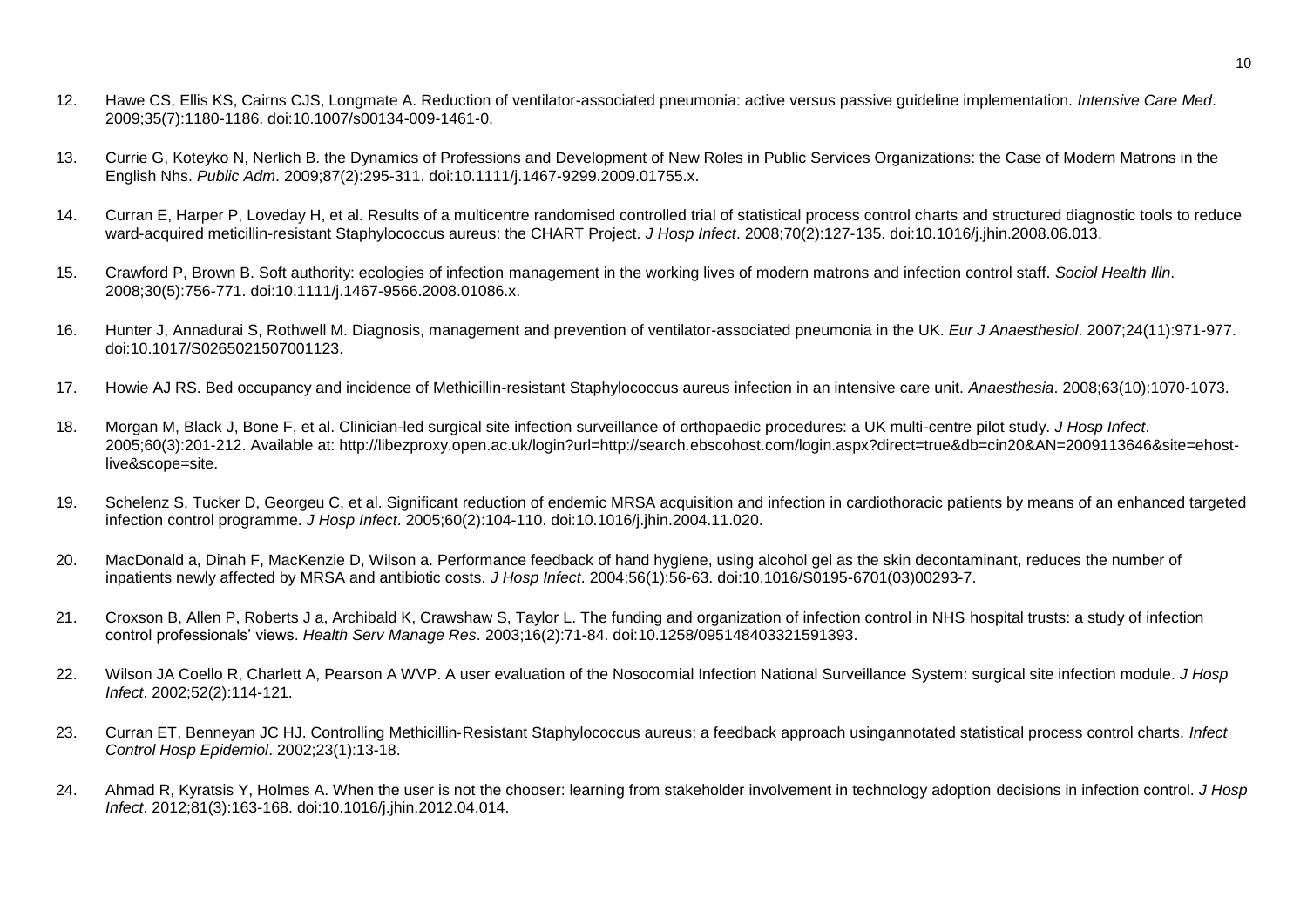12. Hawe CS, Ellis KS, Cairns CJS, Longmate A. Reduction of ventilator-associated pneumonia: active versus passive guideline implementation. *Intensive Care Med*. 2009;35(7):1180-1186. doi:10.1007/s00134-009-1461-0.

13. Currie G, Koteyko N, Nerlich B. the Dynamics of Professions and Development of New Roles in Public Services Organizations: the Case of Modern Matrons in the English Nhs. *Public Adm*. 2009;87(2):295-311. doi:10.1111/j.1467-9299.2009.01755.x.

14. Curran E, Harper P, Loveday H, et al. Results of a multicentre randomised controlled trial of statistical process control charts and structured diagnostic tools to reduce ward-acquired meticillin-resistant Staphylococcus aureus: the CHART Project. *J Hosp Infect*. 2008;70(2):127-135. doi:10.1016/j.jhin.2008.06.013.

15. Crawford P, Brown B. Soft authority: ecologies of infection management in the working lives of modern matrons and infection control staff. *Sociol Health Illn*. 2008;30(5):756-771. doi:10.1111/j.1467-9566.2008.01086.x.

16. Hunter J, Annadurai S, Rothwell M. Diagnosis, management and prevention of ventilator-associated pneumonia in the UK. *Eur J Anaesthesiol*. 2007;24(11):971-977. doi:10.1017/S0265021507001123.

17. Howie AJ RS. Bed occupancy and incidence of Methicillin-resistant Staphylococcus aureus infection in an intensive care unit. *Anaesthesia*. 2008;63(10):1070-1073.

18. Morgan M, Black J, Bone F, et al. Clinician-led surgical site infection surveillance of orthopaedic procedures: a UK multi-centre pilot study. *J Hosp Infect*. 2005;60(3):201-212. Available at: http://libezproxy.open.ac.uk/login?url=http://search.ebscohost.com/login.aspx?direct=true&db=cin20&AN=2009113646&site=ehost-live&scope=site.

19. Schelenz S, Tucker D, Georgeu C, et al. Significant reduction of endemic MRSA acquisition and infection in cardiothoracic patients by means of an enhanced targeted infection control programme. *J Hosp Infect*. 2005;60(2):104-110. doi:10.1016/j.jhin.2004.11.020.

20. MacDonald a, Dinah F, MacKenzie D, Wilson a. Performance feedback of hand hygiene, using alcohol gel as the skin decontaminant, reduces the number of inpatients newly affected by MRSA and antibiotic costs. *J Hosp Infect*. 2004;56(1):56-63. doi:10.1016/S0195-6701(03)00293-7.

21. Croxson B, Allen P, Roberts J a, Archibald K, Crawshaw S, Taylor L. The funding and organization of infection control in NHS hospital trusts: a study of infection control professionals' views. *Health Serv Manage Res*. 2003;16(2):71-84. doi:10.1258/095148403321591393.

22. Wilson JA Coello R, Charlett A, Pearson A WVP. A user evaluation of the Nosocomial Infection National Surveillance System: surgical site infection module. *J Hosp Infect*. 2002;52(2):114-121.

23. Curran ET, Benneyan JC HJ. Controlling Methicillin-Resistant Staphylococcus aureus: a feedback approach usingannotated statistical process control charts. *Infect Control Hosp Epidemiol*. 2002;23(1):13-18.

24. Ahmad R, Kyratsis Y, Holmes A. When the user is not the chooser: learning from stakeholder involvement in technology adoption decisions in infection control. *J Hosp Infect*. 2012;81(3):163-168. doi:10.1016/j.jhin.2012.04.014.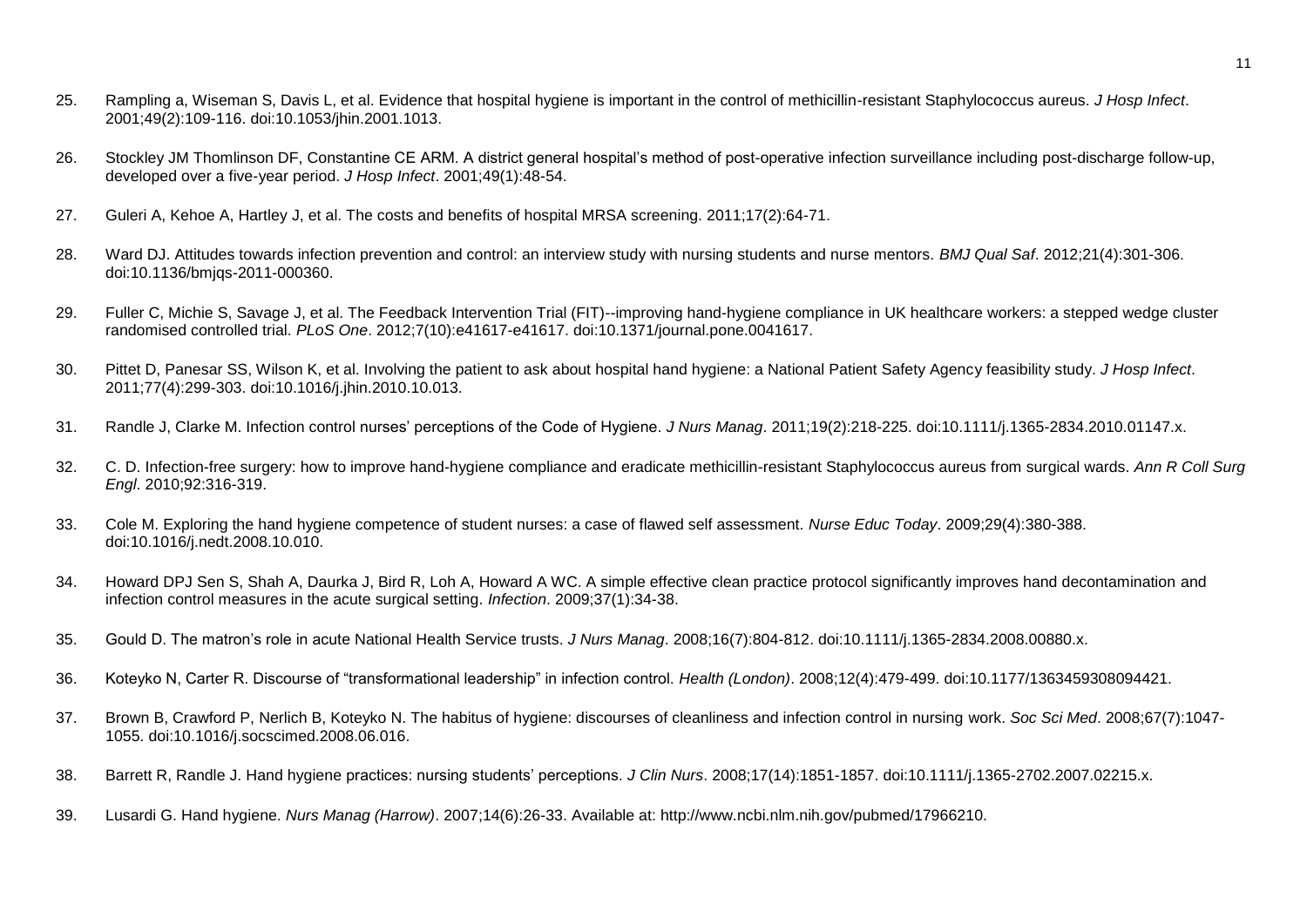25. Rampling a, Wiseman S, Davis L, et al. Evidence that hospital hygiene is important in the control of methicillin-resistant Staphylococcus aureus. *J Hosp Infect*. 2001;49(2):109-116. doi:10.1053/jhin.2001.1013.

26. Stockley JM Thomlinson DF, Constantine CE ARM. A district general hospital's method of post-operative infection surveillance including post-discharge follow-up, developed over a five-year period. *J Hosp Infect*. 2001;49(1):48-54.

27. Guleri A, Kehoe A, Hartley J, et al. The costs and benefits of hospital MRSA screening. 2011;17(2):64-71.

28. Ward DJ. Attitudes towards infection prevention and control: an interview study with nursing students and nurse mentors. *BMJ Qual Saf*. 2012;21(4):301-306. doi:10.1136/bmjqs-2011-000360.

29. Fuller C, Michie S, Savage J, et al. The Feedback Intervention Trial (FIT)--improving hand-hygiene compliance in UK healthcare workers: a stepped wedge cluster randomised controlled trial. *PLoS One*. 2012;7(10):e41617-e41617. doi:10.1371/journal.pone.0041617.

30. Pittet D, Panesar SS, Wilson K, et al. Involving the patient to ask about hospital hand hygiene: a National Patient Safety Agency feasibility study. *J Hosp Infect*. 2011;77(4):299-303. doi:10.1016/j.jhin.2010.10.013.

31. Randle J, Clarke M. Infection control nurses' perceptions of the Code of Hygiene. *J Nurs Manag*. 2011;19(2):218-225. doi:10.1111/j.1365-2834.2010.01147.x.

32. C. D. Infection-free surgery: how to improve hand-hygiene compliance and eradicate methicillin-resistant Staphylococcus aureus from surgical wards. *Ann R Coll Surg Engl*. 2010;92:316-319.

33. Cole M. Exploring the hand hygiene competence of student nurses: a case of flawed self assessment. *Nurse Educ Today*. 2009;29(4):380-388. doi:10.1016/j.nedt.2008.10.010.

34. Howard DPJ Sen S, Shah A, Daurka J, Bird R, Loh A, Howard A WC. A simple effective clean practice protocol significantly improves hand decontamination and infection control measures in the acute surgical setting. *Infection*. 2009;37(1):34-38.

35. Gould D. The matron's role in acute National Health Service trusts. *J Nurs Manag*. 2008;16(7):804-812. doi:10.1111/j.1365-2834.2008.00880.x.

36. Koteyko N, Carter R. Discourse of "transformational leadership" in infection control. *Health (London)*. 2008;12(4):479-499. doi:10.1177/1363459308094421.

37. Brown B, Crawford P, Nerlich B, Koteyko N. The habitus of hygiene: discourses of cleanliness and infection control in nursing work. *Soc Sci Med*. 2008;67(7):1047-1055. doi:10.1016/j.socscimed.2008.06.016.

38. Barrett R, Randle J. Hand hygiene practices: nursing students' perceptions. *J Clin Nurs*. 2008;17(14):1851-1857. doi:10.1111/j.1365-2702.2007.02215.x.

39. Lusardi G. Hand hygiene. *Nurs Manag (Harrow)*. 2007;14(6):26-33. Available at: http://www.ncbi.nlm.nih.gov/pubmed/17966210.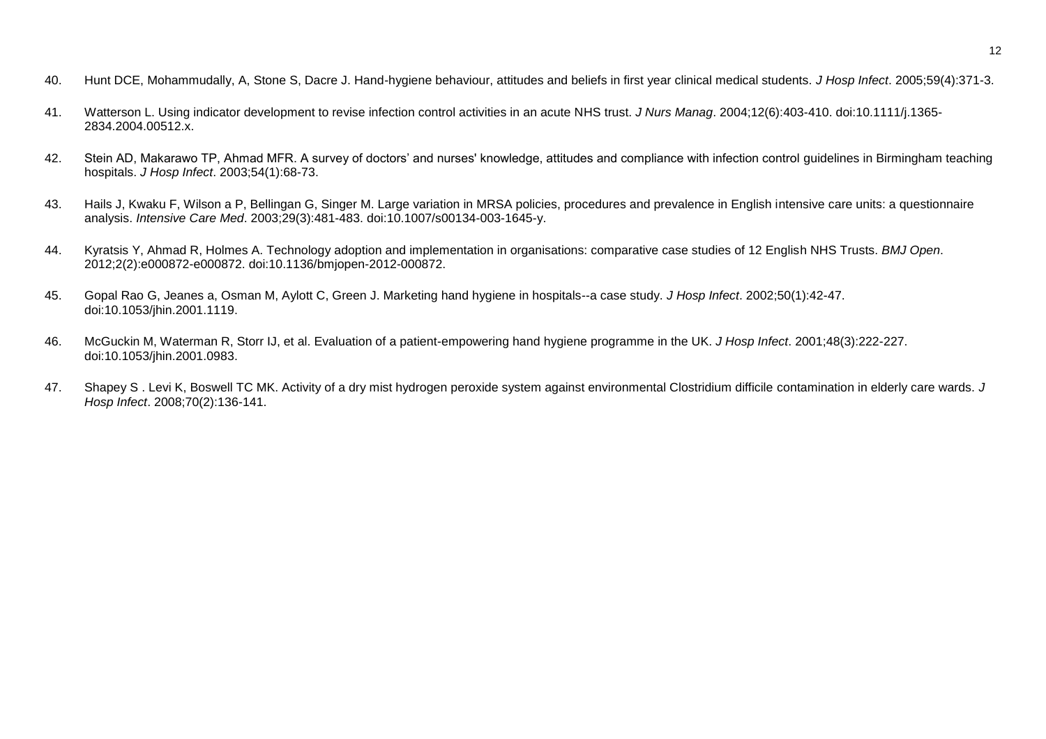40. Hunt DCE, Mohammudally, A, Stone S, Dacre J. Hand-hygiene behaviour, attitudes and beliefs in first year clinical medical students. *J Hosp Infect*. 2005;59(4):371-3.

41. Watterson L. Using indicator development to revise infection control activities in an acute NHS trust. *J Nurs Manag*. 2004;12(6):403-410. doi:10.1111/j.1365-2834.2004.00512.x.

42. Stein AD, Makarawo TP, Ahmad MFR. A survey of doctors' and nurses' knowledge, attitudes and compliance with infection control guidelines in Birmingham teaching hospitals. *J Hosp Infect*. 2003;54(1):68-73.

43. Hails J, Kwaku F, Wilson a P, Bellingan G, Singer M. Large variation in MRSA policies, procedures and prevalence in English intensive care units: a questionnaire analysis. *Intensive Care Med*. 2003;29(3):481-483. doi:10.1007/s00134-003-1645-y.

44. Kyratsis Y, Ahmad R, Holmes A. Technology adoption and implementation in organisations: comparative case studies of 12 English NHS Trusts. *BMJ Open*. 2012;2(2):e000872-e000872. doi:10.1136/bmjopen-2012-000872.

45. Gopal Rao G, Jeanes a, Osman M, Aylott C, Green J. Marketing hand hygiene in hospitals--a case study. *J Hosp Infect*. 2002;50(1):42-47. doi:10.1053/jhin.2001.1119.

46. McGuckin M, Waterman R, Storr IJ, et al. Evaluation of a patient-empowering hand hygiene programme in the UK. *J Hosp Infect*. 2001;48(3):222-227. doi:10.1053/jhin.2001.0983.

47. Shapey S . Levi K, Boswell TC MK. Activity of a dry mist hydrogen peroxide system against environmental Clostridium difficile contamination in elderly care wards. *J Hosp Infect*. 2008;70(2):136-141.